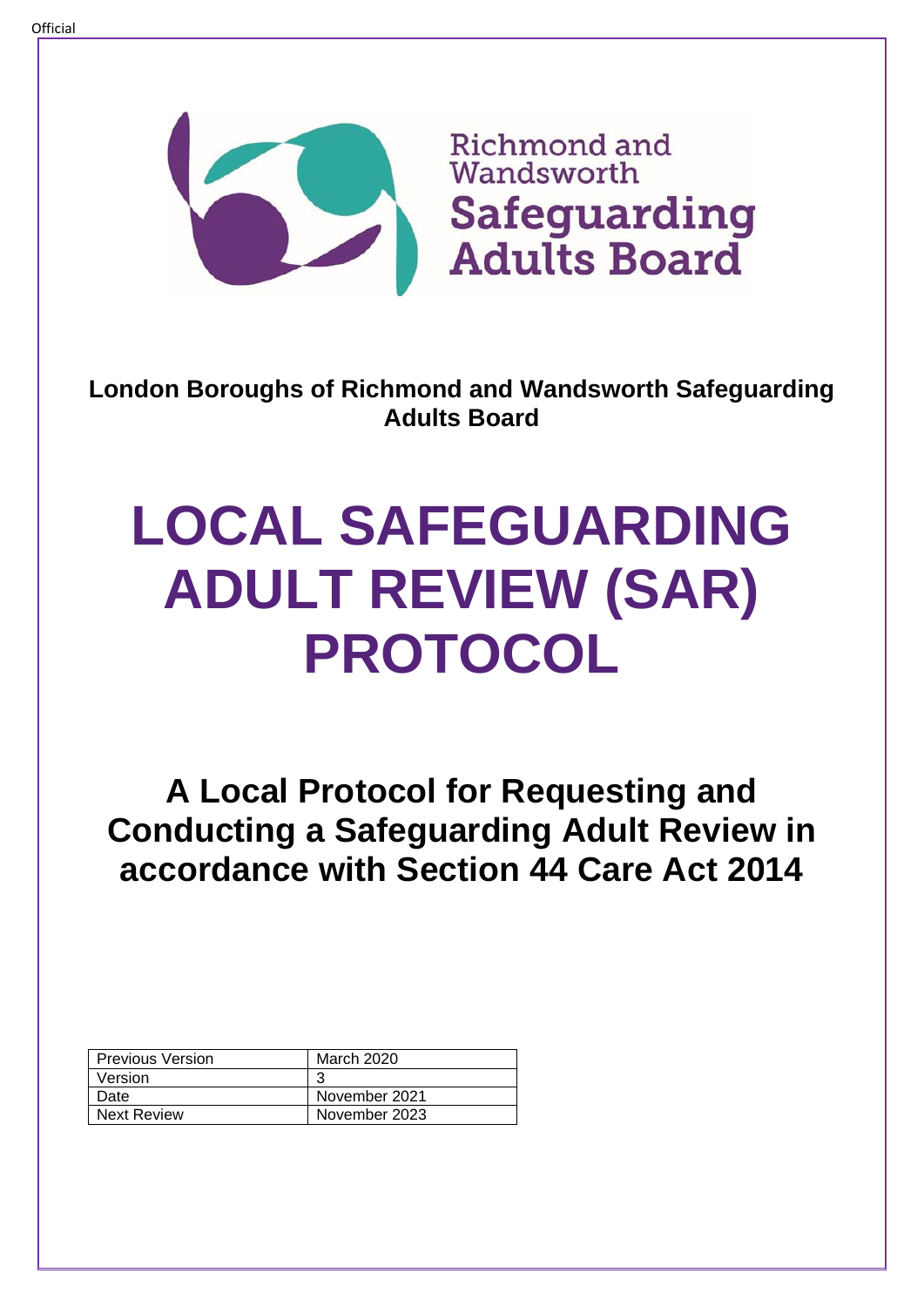Official

Richmond and Wandsworth
**Safeguarding Adults Board**

**London Boroughs of Richmond and Wandsworth Safeguarding Adults Board**

# LOCAL SAFEGUARDING ADULT REVIEW (SAR) PROTOCOL

## A Local Protocol for Requesting and Conducting a Safeguarding Adult Review in accordance with Section 44 Care Act 2014

| Previous Version | March 2020 |
|---|---|
| Version | 3 |
| Date | November 2021 |
| Next Review | November 2023 |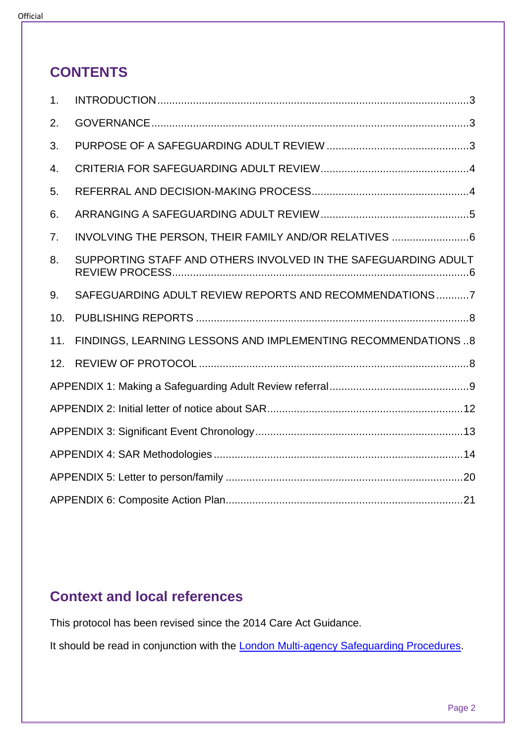## CONTENTS

1. INTRODUCTION ........................................................................................................ 3
2. GOVERNANCE .......................................................................................................... 3
3. PURPOSE OF A SAFEGUARDING ADULT REVIEW ................................................ 3
4. CRITERIA FOR SAFEGUARDING ADULT REVIEW ................................................. 4
5. REFERRAL AND DECISION-MAKING PROCESS .................................................... 4
6. ARRANGING A SAFEGUARDING ADULT REVIEW ................................................. 5
7. INVOLVING THE PERSON, THEIR FAMILY AND/OR RELATIVES .......................... 6
8. SUPPORTING STAFF AND OTHERS INVOLVED IN THE SAFEGUARDING ADULT REVIEW PROCESS .................................................................................................. 6
9. SAFEGUARDING ADULT REVIEW REPORTS AND RECOMMENDATIONS ........... 7
10. PUBLISHING REPORTS ........................................................................................... 8
11. FINDINGS, LEARNING LESSONS AND IMPLEMENTING RECOMMENDATIONS .. 8
12. REVIEW OF PROTOCOL .......................................................................................... 8

APPENDIX 1: Making a Safeguarding Adult Review referral .............................................. 9

APPENDIX 2: Initial letter of notice about SAR ................................................................. 12

APPENDIX 3: Significant Event Chronology ..................................................................... 13

APPENDIX 4: SAR Methodologies ................................................................................... 14

APPENDIX 5: Letter to person/family ............................................................................... 20

APPENDIX 6: Composite Action Plan ............................................................................... 21

## Context and local references

This protocol has been revised since the 2014 Care Act Guidance.

It should be read in conjunction with the London Multi-agency Safeguarding Procedures.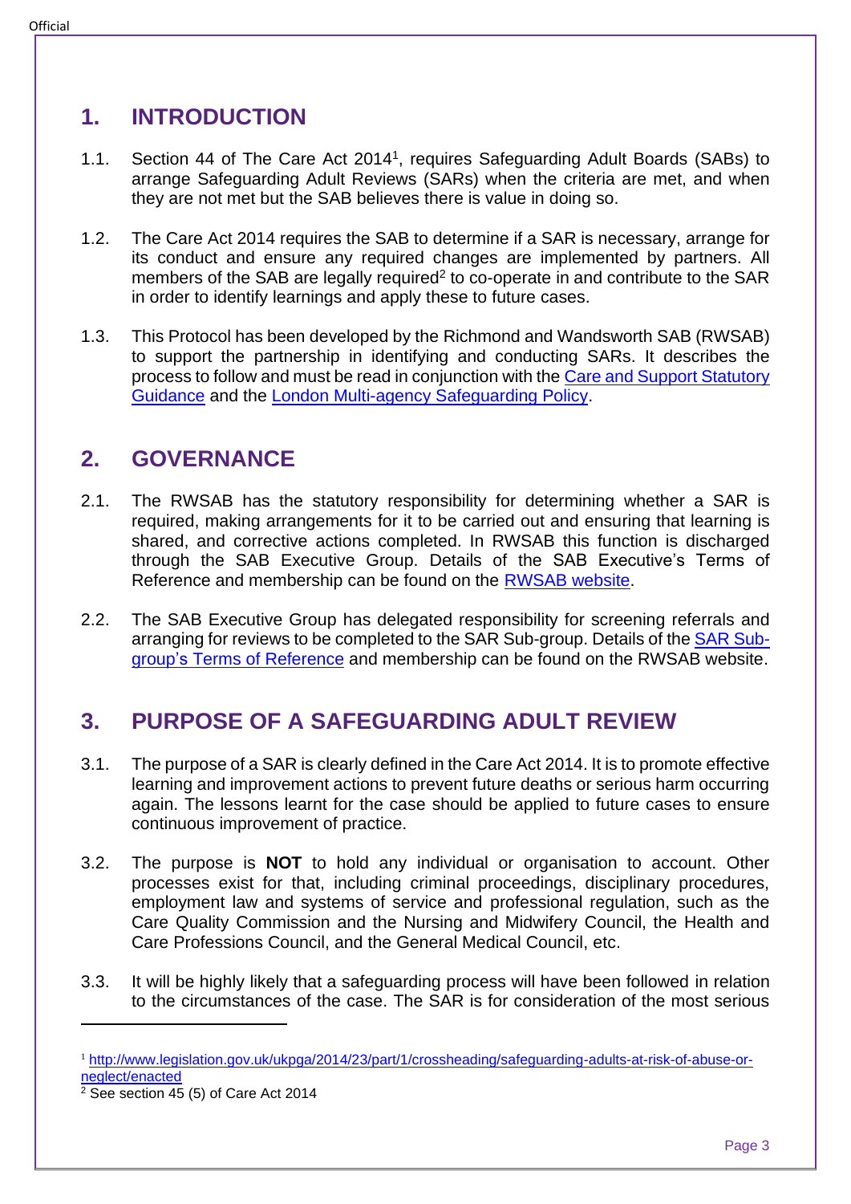## 1. INTRODUCTION

1.1. Section 44 of The Care Act 2014[1], requires Safeguarding Adult Boards (SABs) to arrange Safeguarding Adult Reviews (SARs) when the criteria are met, and when they are not met but the SAB believes there is value in doing so.

1.2. The Care Act 2014 requires the SAB to determine if a SAR is necessary, arrange for its conduct and ensure any required changes are implemented by partners. All members of the SAB are legally required[2] to co-operate in and contribute to the SAR in order to identify learnings and apply these to future cases.

1.3. This Protocol has been developed by the Richmond and Wandsworth SAB (RWSAB) to support the partnership in identifying and conducting SARs. It describes the process to follow and must be read in conjunction with the Care and Support Statutory Guidance and the London Multi-agency Safeguarding Policy.

## 2. GOVERNANCE

2.1. The RWSAB has the statutory responsibility for determining whether a SAR is required, making arrangements for it to be carried out and ensuring that learning is shared, and corrective actions completed. In RWSAB this function is discharged through the SAB Executive Group. Details of the SAB Executive's Terms of Reference and membership can be found on the RWSAB website.

2.2. The SAB Executive Group has delegated responsibility for screening referrals and arranging for reviews to be completed to the SAR Sub-group. Details of the SAR Sub-group's Terms of Reference and membership can be found on the RWSAB website.

## 3. PURPOSE OF A SAFEGUARDING ADULT REVIEW

3.1. The purpose of a SAR is clearly defined in the Care Act 2014. It is to promote effective learning and improvement actions to prevent future deaths or serious harm occurring again. The lessons learnt for the case should be applied to future cases to ensure continuous improvement of practice.

3.2. The purpose is **NOT** to hold any individual or organisation to account. Other processes exist for that, including criminal proceedings, disciplinary procedures, employment law and systems of service and professional regulation, such as the Care Quality Commission and the Nursing and Midwifery Council, the Health and Care Professions Council, and the General Medical Council, etc.

3.3. It will be highly likely that a safeguarding process will have been followed in relation to the circumstances of the case. The SAR is for consideration of the most serious

---

[1] http://www.legislation.gov.uk/ukpga/2014/23/part/1/crossheading/safeguarding-adults-at-risk-of-abuse-or-neglect/enacted

[2] See section 45 (5) of Care Act 2014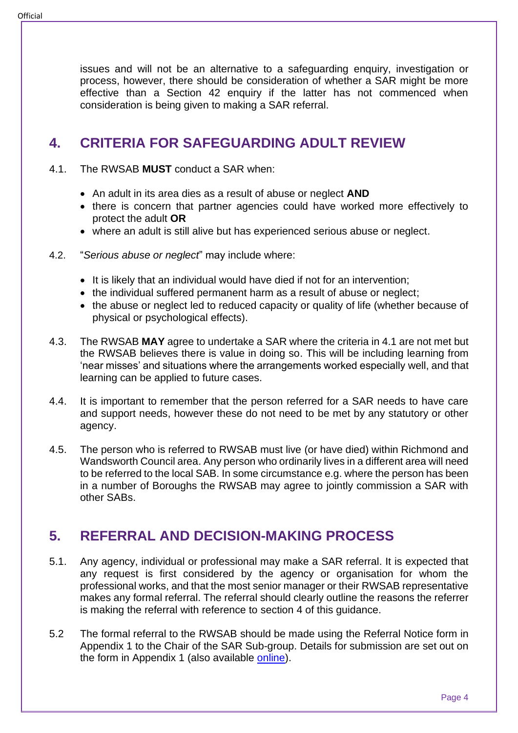issues and will not be an alternative to a safeguarding enquiry, investigation or process, however, there should be consideration of whether a SAR might be more effective than a Section 42 enquiry if the latter has not commenced when consideration is being given to making a SAR referral.

## 4. CRITERIA FOR SAFEGUARDING ADULT REVIEW

4.1. The RWSAB **MUST** conduct a SAR when:

- An adult in its area dies as a result of abuse or neglect **AND**
- there is concern that partner agencies could have worked more effectively to protect the adult **OR**
- where an adult is still alive but has experienced serious abuse or neglect.

4.2. "*Serious abuse or neglect*" may include where:

- It is likely that an individual would have died if not for an intervention;
- the individual suffered permanent harm as a result of abuse or neglect;
- the abuse or neglect led to reduced capacity or quality of life (whether because of physical or psychological effects).

4.3. The RWSAB **MAY** agree to undertake a SAR where the criteria in 4.1 are not met but the RWSAB believes there is value in doing so. This will be including learning from 'near misses' and situations where the arrangements worked especially well, and that learning can be applied to future cases.

4.4. It is important to remember that the person referred for a SAR needs to have care and support needs, however these do not need to be met by any statutory or other agency.

4.5. The person who is referred to RWSAB must live (or have died) within Richmond and Wandsworth Council area. Any person who ordinarily lives in a different area will need to be referred to the local SAB. In some circumstance e.g. where the person has been in a number of Boroughs the RWSAB may agree to jointly commission a SAR with other SABs.

## 5. REFERRAL AND DECISION-MAKING PROCESS

5.1. Any agency, individual or professional may make a SAR referral. It is expected that any request is first considered by the agency or organisation for whom the professional works, and that the most senior manager or their RWSAB representative makes any formal referral. The referral should clearly outline the reasons the referrer is making the referral with reference to section 4 of this guidance.

5.2 The formal referral to the RWSAB should be made using the Referral Notice form in Appendix 1 to the Chair of the SAR Sub-group. Details for submission are set out on the form in Appendix 1 (also available online).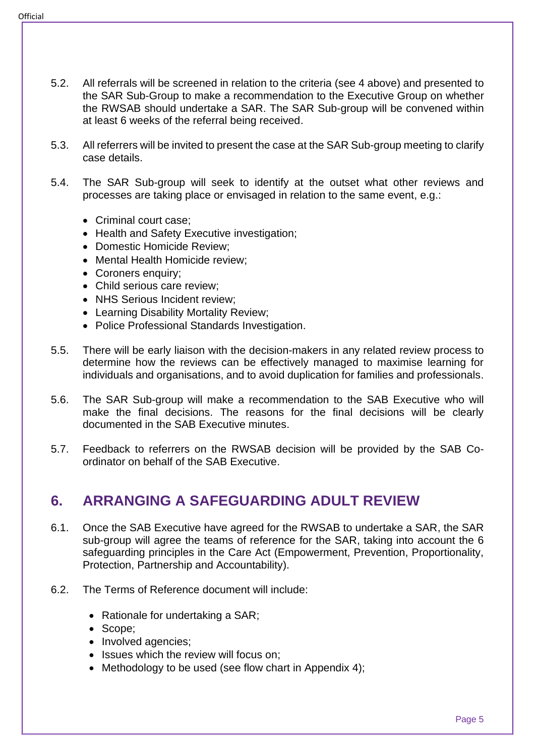5.2. All referrals will be screened in relation to the criteria (see 4 above) and presented to the SAR Sub-Group to make a recommendation to the Executive Group on whether the RWSAB should undertake a SAR. The SAR Sub-group will be convened within at least 6 weeks of the referral being received.

5.3. All referrers will be invited to present the case at the SAR Sub-group meeting to clarify case details.

5.4. The SAR Sub-group will seek to identify at the outset what other reviews and processes are taking place or envisaged in relation to the same event, e.g.:

- Criminal court case;
- Health and Safety Executive investigation;
- Domestic Homicide Review;
- Mental Health Homicide review;
- Coroners enquiry;
- Child serious care review;
- NHS Serious Incident review;
- Learning Disability Mortality Review;
- Police Professional Standards Investigation.

5.5. There will be early liaison with the decision-makers in any related review process to determine how the reviews can be effectively managed to maximise learning for individuals and organisations, and to avoid duplication for families and professionals.

5.6. The SAR Sub-group will make a recommendation to the SAB Executive who will make the final decisions. The reasons for the final decisions will be clearly documented in the SAB Executive minutes.

5.7. Feedback to referrers on the RWSAB decision will be provided by the SAB Co-ordinator on behalf of the SAB Executive.

## 6. ARRANGING A SAFEGUARDING ADULT REVIEW

6.1. Once the SAB Executive have agreed for the RWSAB to undertake a SAR, the SAR sub-group will agree the teams of reference for the SAR, taking into account the 6 safeguarding principles in the Care Act (Empowerment, Prevention, Proportionality, Protection, Partnership and Accountability).

6.2. The Terms of Reference document will include:

- Rationale for undertaking a SAR;
- Scope;
- Involved agencies;
- Issues which the review will focus on;
- Methodology to be used (see flow chart in Appendix 4);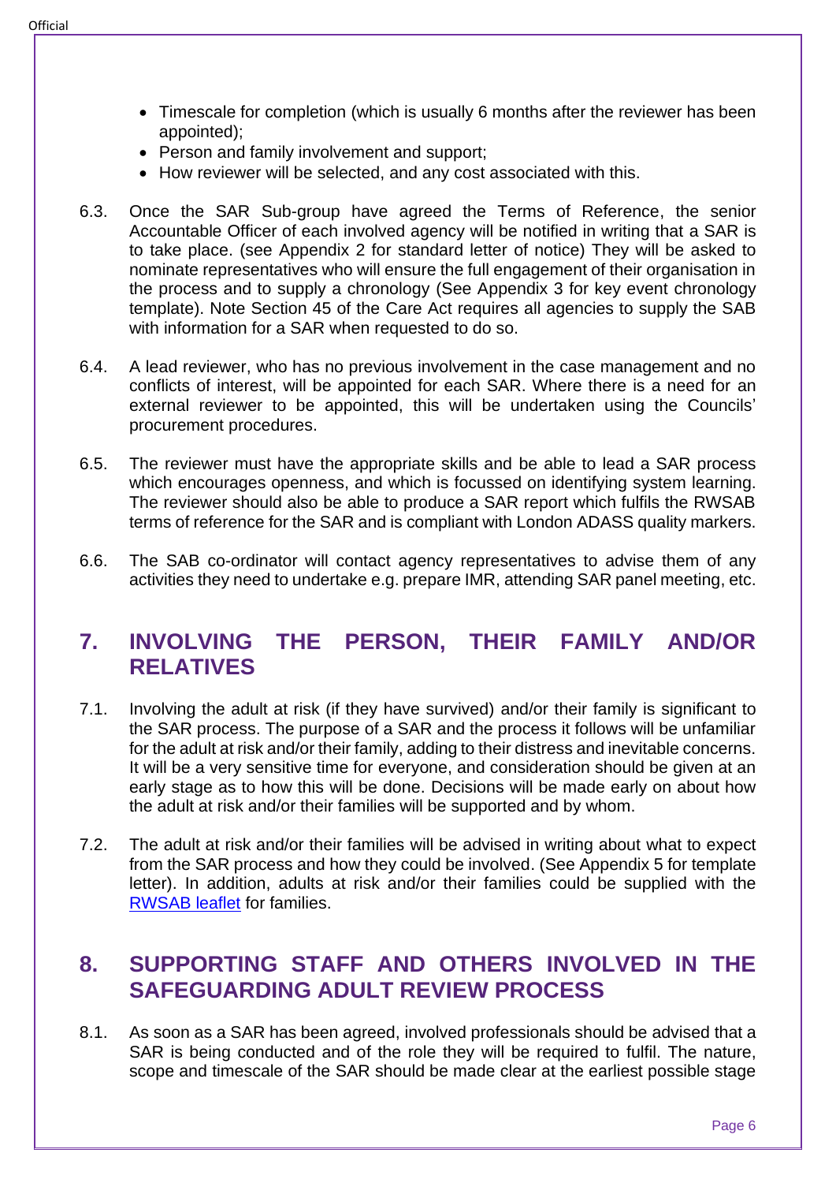- Timescale for completion (which is usually 6 months after the reviewer has been appointed);
- Person and family involvement and support;
- How reviewer will be selected, and any cost associated with this.

6.3. Once the SAR Sub-group have agreed the Terms of Reference, the senior Accountable Officer of each involved agency will be notified in writing that a SAR is to take place. (see Appendix 2 for standard letter of notice) They will be asked to nominate representatives who will ensure the full engagement of their organisation in the process and to supply a chronology (See Appendix 3 for key event chronology template). Note Section 45 of the Care Act requires all agencies to supply the SAB with information for a SAR when requested to do so.

6.4. A lead reviewer, who has no previous involvement in the case management and no conflicts of interest, will be appointed for each SAR. Where there is a need for an external reviewer to be appointed, this will be undertaken using the Councils' procurement procedures.

6.5. The reviewer must have the appropriate skills and be able to lead a SAR process which encourages openness, and which is focussed on identifying system learning. The reviewer should also be able to produce a SAR report which fulfils the RWSAB terms of reference for the SAR and is compliant with London ADASS quality markers.

6.6. The SAB co-ordinator will contact agency representatives to advise them of any activities they need to undertake e.g. prepare IMR, attending SAR panel meeting, etc.

## 7. INVOLVING THE PERSON, THEIR FAMILY AND/OR RELATIVES

7.1. Involving the adult at risk (if they have survived) and/or their family is significant to the SAR process. The purpose of a SAR and the process it follows will be unfamiliar for the adult at risk and/or their family, adding to their distress and inevitable concerns. It will be a very sensitive time for everyone, and consideration should be given at an early stage as to how this will be done. Decisions will be made early on about how the adult at risk and/or their families will be supported and by whom.

7.2. The adult at risk and/or their families will be advised in writing about what to expect from the SAR process and how they could be involved. (See Appendix 5 for template letter). In addition, adults at risk and/or their families could be supplied with the RWSAB leaflet for families.

## 8. SUPPORTING STAFF AND OTHERS INVOLVED IN THE SAFEGUARDING ADULT REVIEW PROCESS

8.1. As soon as a SAR has been agreed, involved professionals should be advised that a SAR is being conducted and of the role they will be required to fulfil. The nature, scope and timescale of the SAR should be made clear at the earliest possible stage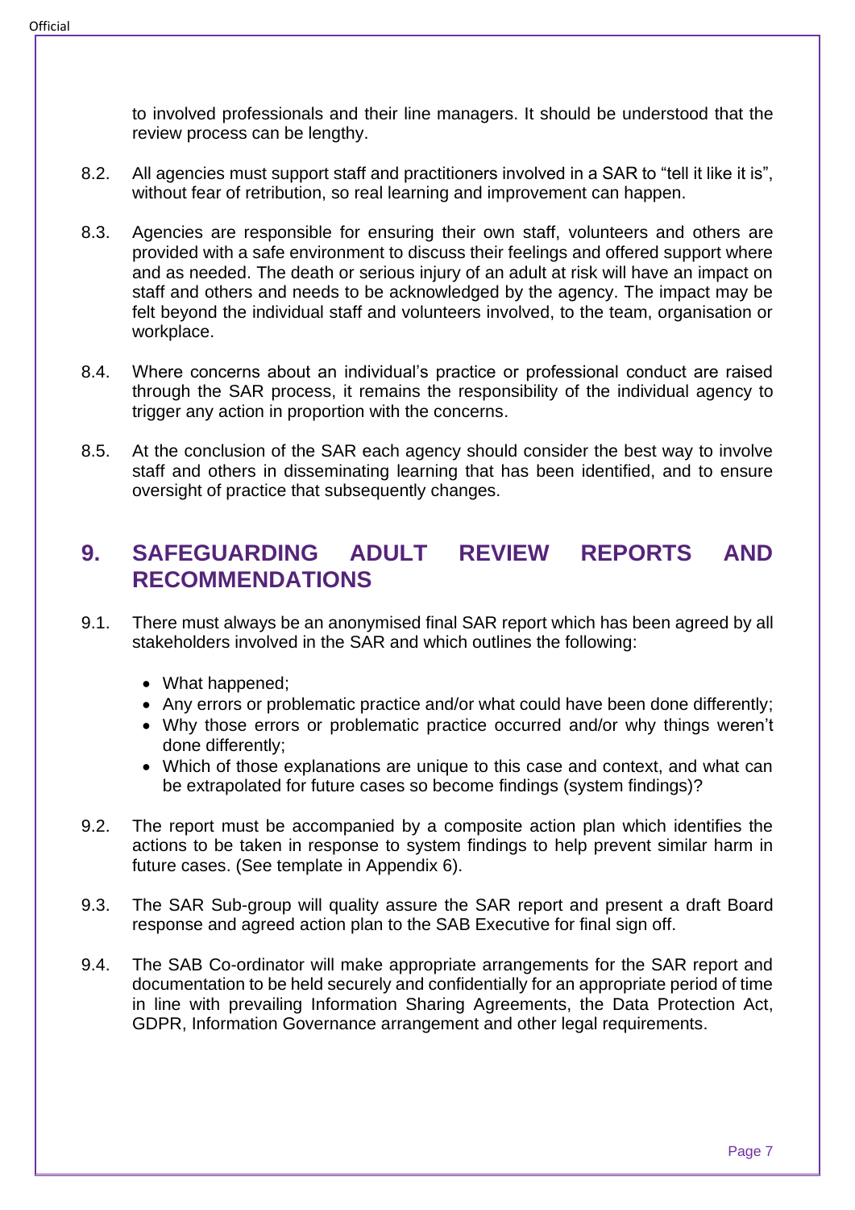to involved professionals and their line managers. It should be understood that the review process can be lengthy.

8.2. All agencies must support staff and practitioners involved in a SAR to "tell it like it is", without fear of retribution, so real learning and improvement can happen.

8.3. Agencies are responsible for ensuring their own staff, volunteers and others are provided with a safe environment to discuss their feelings and offered support where and as needed. The death or serious injury of an adult at risk will have an impact on staff and others and needs to be acknowledged by the agency. The impact may be felt beyond the individual staff and volunteers involved, to the team, organisation or workplace.

8.4. Where concerns about an individual's practice or professional conduct are raised through the SAR process, it remains the responsibility of the individual agency to trigger any action in proportion with the concerns.

8.5. At the conclusion of the SAR each agency should consider the best way to involve staff and others in disseminating learning that has been identified, and to ensure oversight of practice that subsequently changes.

## 9. SAFEGUARDING ADULT REVIEW REPORTS AND RECOMMENDATIONS

9.1. There must always be an anonymised final SAR report which has been agreed by all stakeholders involved in the SAR and which outlines the following:

- What happened;
- Any errors or problematic practice and/or what could have been done differently;
- Why those errors or problematic practice occurred and/or why things weren't done differently;
- Which of those explanations are unique to this case and context, and what can be extrapolated for future cases so become findings (system findings)?

9.2. The report must be accompanied by a composite action plan which identifies the actions to be taken in response to system findings to help prevent similar harm in future cases. (See template in Appendix 6).

9.3. The SAR Sub-group will quality assure the SAR report and present a draft Board response and agreed action plan to the SAB Executive for final sign off.

9.4. The SAB Co-ordinator will make appropriate arrangements for the SAR report and documentation to be held securely and confidentially for an appropriate period of time in line with prevailing Information Sharing Agreements, the Data Protection Act, GDPR, Information Governance arrangement and other legal requirements.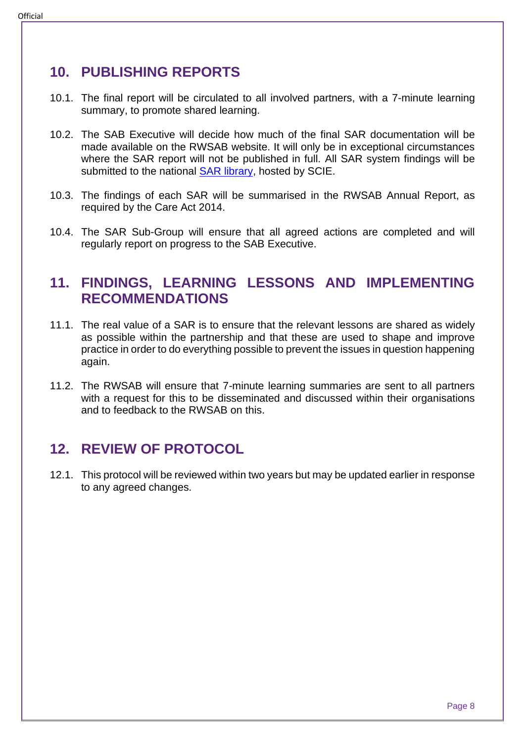## 10. PUBLISHING REPORTS

10.1. The final report will be circulated to all involved partners, with a 7-minute learning summary, to promote shared learning.

10.2. The SAB Executive will decide how much of the final SAR documentation will be made available on the RWSAB website. It will only be in exceptional circumstances where the SAR report will not be published in full. All SAR system findings will be submitted to the national SAR library, hosted by SCIE.

10.3. The findings of each SAR will be summarised in the RWSAB Annual Report, as required by the Care Act 2014.

10.4. The SAR Sub-Group will ensure that all agreed actions are completed and will regularly report on progress to the SAB Executive.

## 11. FINDINGS, LEARNING LESSONS AND IMPLEMENTING RECOMMENDATIONS

11.1. The real value of a SAR is to ensure that the relevant lessons are shared as widely as possible within the partnership and that these are used to shape and improve practice in order to do everything possible to prevent the issues in question happening again.

11.2. The RWSAB will ensure that 7-minute learning summaries are sent to all partners with a request for this to be disseminated and discussed within their organisations and to feedback to the RWSAB on this.

## 12. REVIEW OF PROTOCOL

12.1. This protocol will be reviewed within two years but may be updated earlier in response to any agreed changes.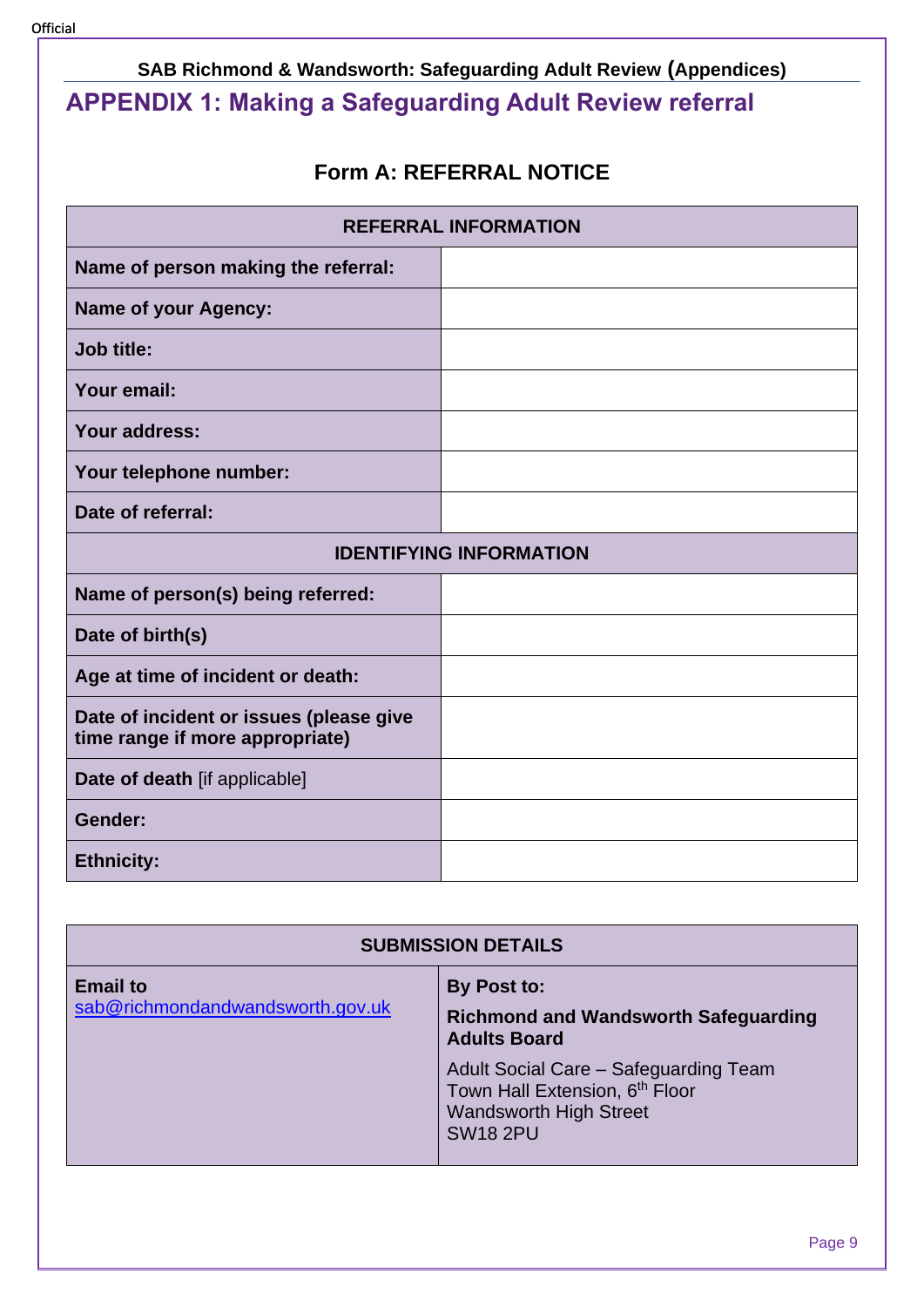## APPENDIX 1: Making a Safeguarding Adult Review referral

### Form A: REFERRAL NOTICE

| REFERRAL INFORMATION | |
|---|---|
| **Name of person making the referral:** | |
| **Name of your Agency:** | |
| **Job title:** | |
| **Your email:** | |
| **Your address:** | |
| **Your telephone number:** | |
| **Date of referral:** | |
| **IDENTIFYING INFORMATION** | |
| **Name of person(s) being referred:** | |
| **Date of birth(s)** | |
| **Age at time of incident or death:** | |
| **Date of incident or issues (please give time range if more appropriate)** | |
| **Date of death** [if applicable] | |
| **Gender:** | |
| **Ethnicity:** | |

| SUBMISSION DETAILS | |
|---|---|
| **Email to** sab@richmondandwandsworth.gov.uk | **By Post to:** **Richmond and Wandsworth Safeguarding Adults Board** Adult Social Care – Safeguarding Team Town Hall Extension, 6th Floor Wandsworth High Street SW18 2PU |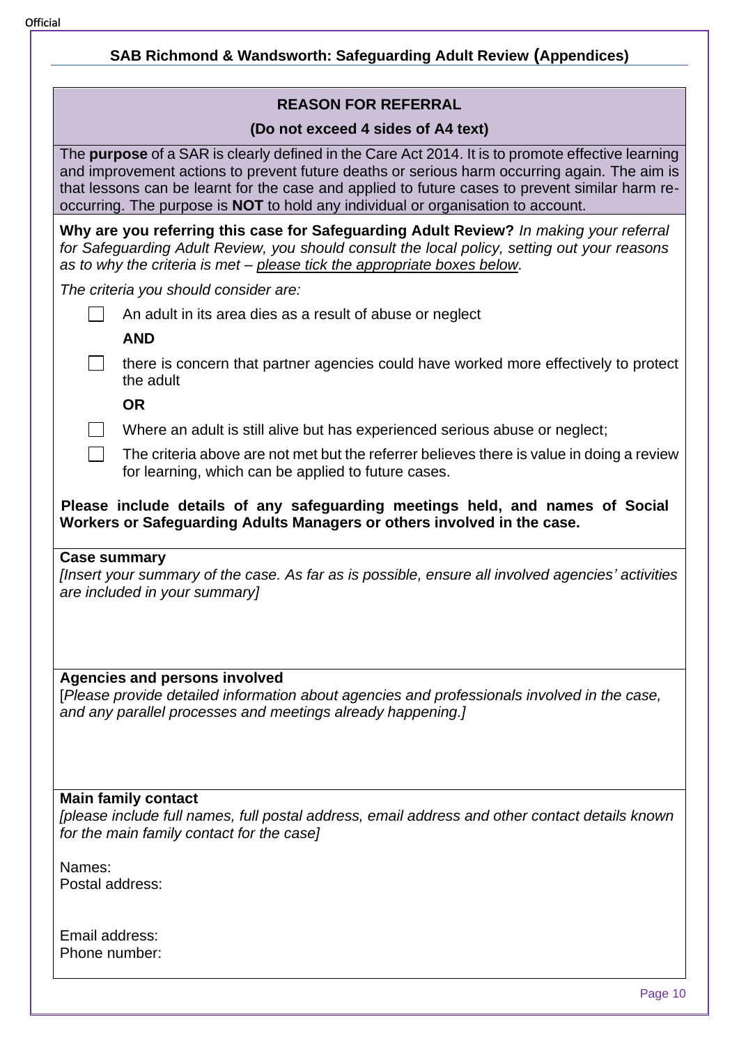## SAB Richmond & Wandsworth: Safeguarding Adult Review (Appendices)

### REASON FOR REFERRAL

**(Do not exceed 4 sides of A4 text)**

The **purpose** of a SAR is clearly defined in the Care Act 2014. It is to promote effective learning and improvement actions to prevent future deaths or serious harm occurring again. The aim is that lessons can be learnt for the case and applied to future cases to prevent similar harm re-occurring. The purpose is **NOT** to hold any individual or organisation to account.

**Why are you referring this case for Safeguarding Adult Review?** *In making your referral for Safeguarding Adult Review, you should consult the local policy, setting out your reasons as to why the criteria is met – please tick the appropriate boxes below.*

*The criteria you should consider are:*

- ☐ An adult in its area dies as a result of abuse or neglect

  **AND**

- ☐ there is concern that partner agencies could have worked more effectively to protect the adult

  **OR**

- ☐ Where an adult is still alive but has experienced serious abuse or neglect;
- ☐ The criteria above are not met but the referrer believes there is value in doing a review for learning, which can be applied to future cases.

**Please include details of any safeguarding meetings held, and names of Social Workers or Safeguarding Adults Managers or others involved in the case.**

**Case summary**

*[Insert your summary of the case. As far as is possible, ensure all involved agencies' activities are included in your summary]*

**Agencies and persons involved**

[*Please provide detailed information about agencies and professionals involved in the case, and any parallel processes and meetings already happening.*]

**Main family contact**

*[please include full names, full postal address, email address and other contact details known for the main family contact for the case]*

Names:
Postal address:

Email address:
Phone number: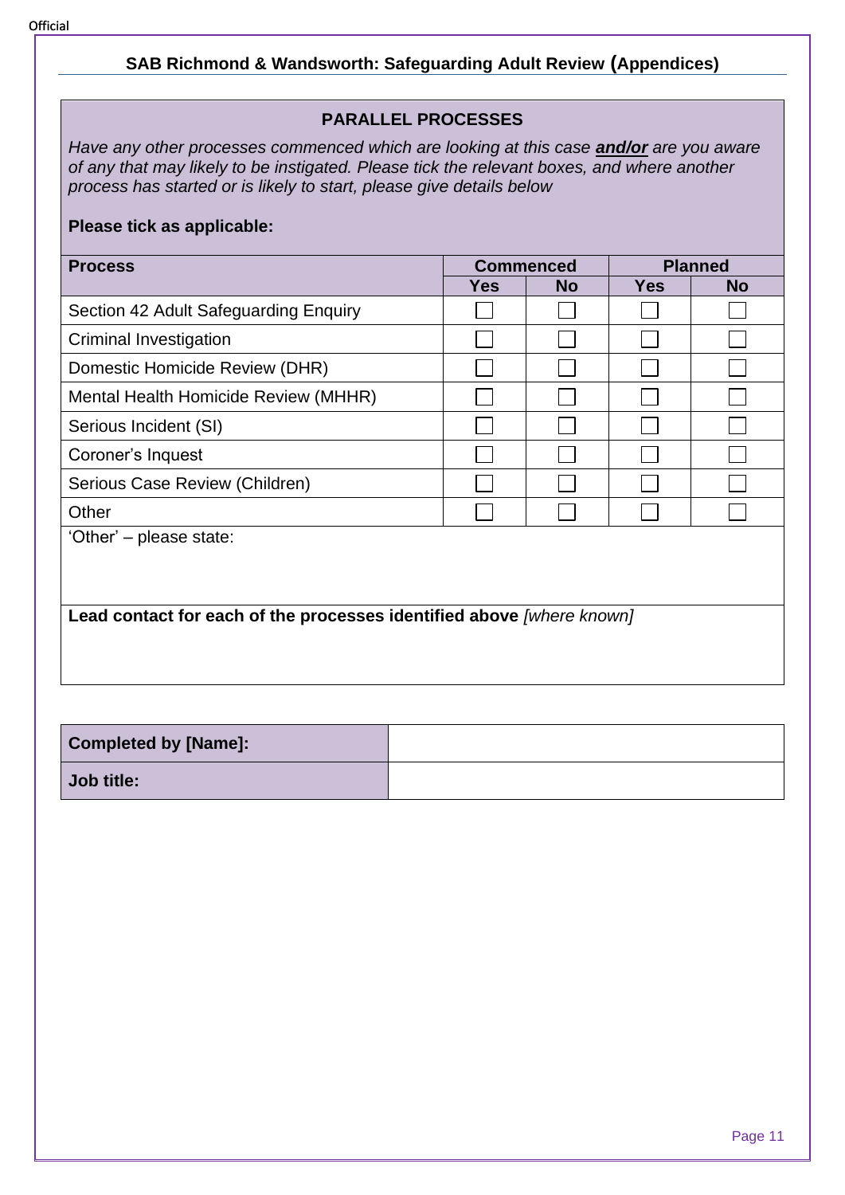## PARALLEL PROCESSES

*Have any other processes commenced which are looking at this case* ***and/or*** *are you aware of any that may likely to be instigated. Please tick the relevant boxes, and where another process has started or is likely to start, please give details below*

**Please tick as applicable:**

| Process | Commenced | | Planned | |
|---|---|---|---|---|
| | Yes | No | Yes | No |
| Section 42 Adult Safeguarding Enquiry | ☐ | ☐ | ☐ | ☐ |
| Criminal Investigation | ☐ | ☐ | ☐ | ☐ |
| Domestic Homicide Review (DHR) | ☐ | ☐ | ☐ | ☐ |
| Mental Health Homicide Review (MHHR) | ☐ | ☐ | ☐ | ☐ |
| Serious Incident (SI) | ☐ | ☐ | ☐ | ☐ |
| Coroner's Inquest | ☐ | ☐ | ☐ | ☐ |
| Serious Case Review (Children) | ☐ | ☐ | ☐ | ☐ |
| Other | ☐ | ☐ | ☐ | ☐ |

'Other' – please state:

**Lead contact for each of the processes identified above** *[where known]*

| | |
|---|---|
| **Completed by [Name]:** | |
| **Job title:** | |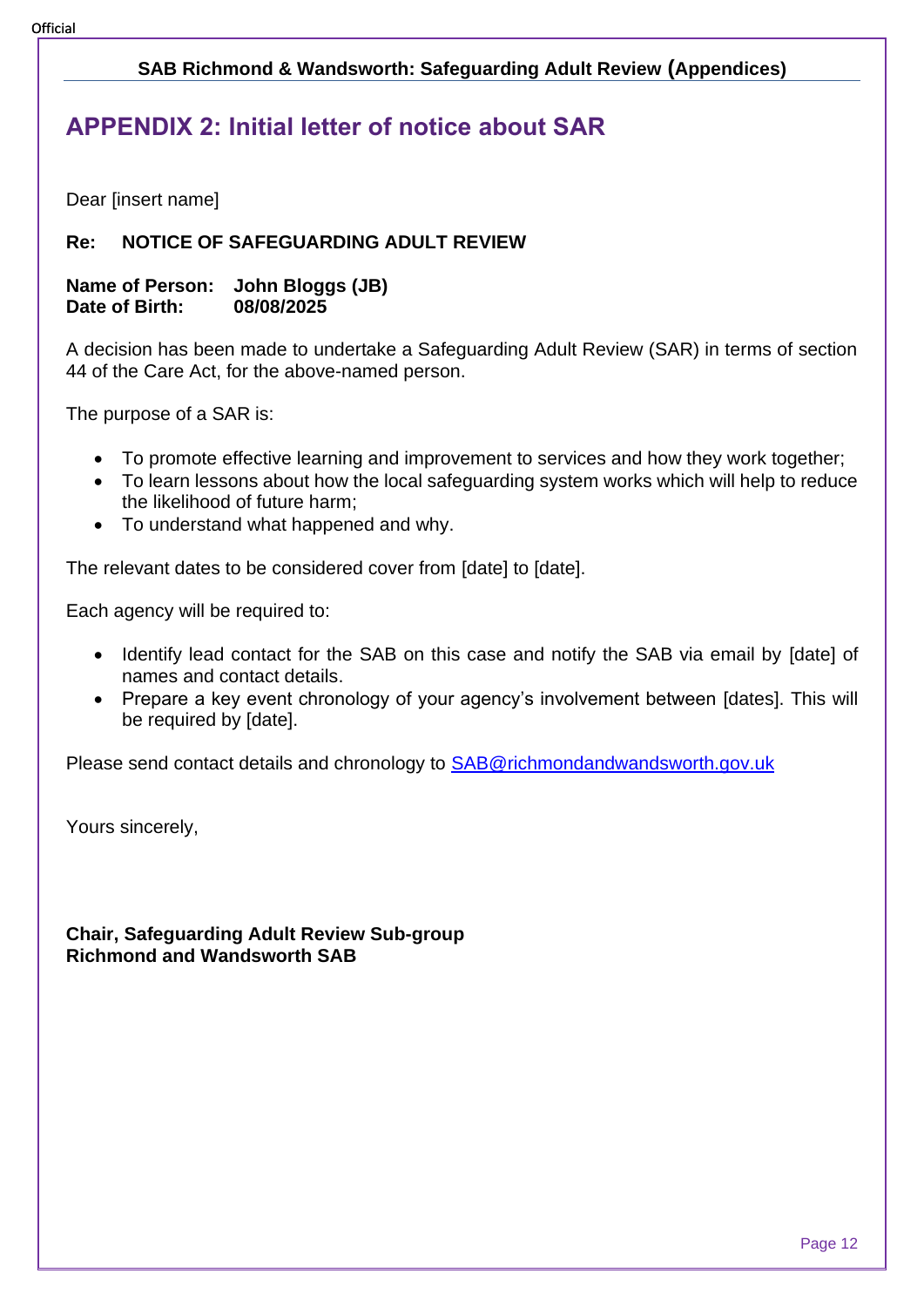## APPENDIX 2: Initial letter of notice about SAR

Dear [insert name]

**Re: NOTICE OF SAFEGUARDING ADULT REVIEW**

**Name of Person: John Bloggs (JB)**
**Date of Birth: 08/08/2025**

A decision has been made to undertake a Safeguarding Adult Review (SAR) in terms of section 44 of the Care Act, for the above-named person.

The purpose of a SAR is:

- To promote effective learning and improvement to services and how they work together;
- To learn lessons about how the local safeguarding system works which will help to reduce the likelihood of future harm;
- To understand what happened and why.

The relevant dates to be considered cover from [date] to [date].

Each agency will be required to:

- Identify lead contact for the SAB on this case and notify the SAB via email by [date] of names and contact details.
- Prepare a key event chronology of your agency's involvement between [dates]. This will be required by [date].

Please send contact details and chronology to SAB@richmondandwandsworth.gov.uk

Yours sincerely,

**Chair, Safeguarding Adult Review Sub-group**
**Richmond and Wandsworth SAB**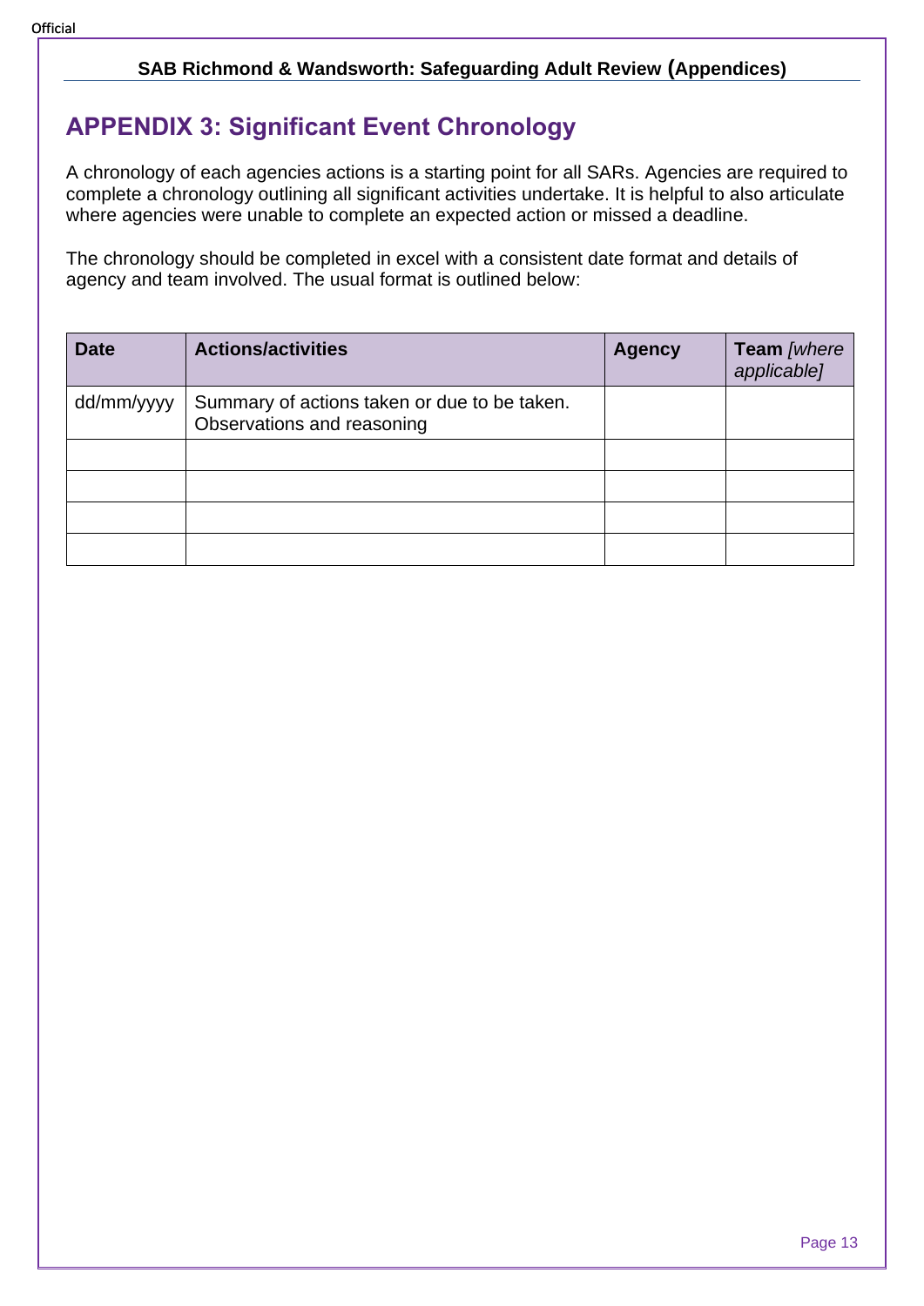## APPENDIX 3: Significant Event Chronology

A chronology of each agencies actions is a starting point for all SARs. Agencies are required to complete a chronology outlining all significant activities undertake. It is helpful to also articulate where agencies were unable to complete an expected action or missed a deadline.

The chronology should be completed in excel with a consistent date format and details of agency and team involved. The usual format is outlined below:

| Date | Actions/activities | Agency | Team *[where applicable]* |
|---|---|---|---|
| dd/mm/yyyy | Summary of actions taken or due to be taken. Observations and reasoning | | |
| | | | |
| | | | |
| | | | |
| | | | |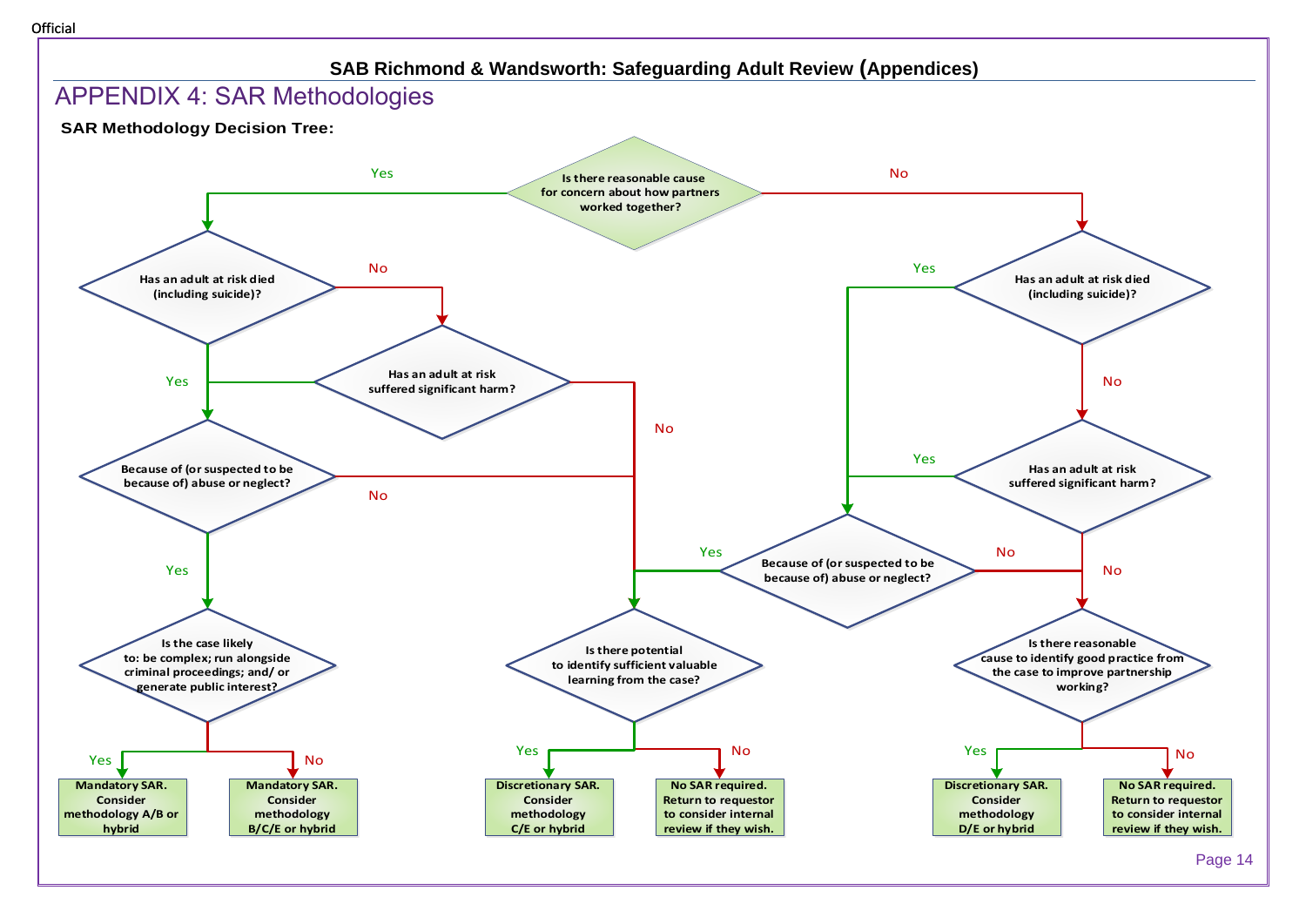# APPENDIX 4: SAR Methodologies

**SAR Methodology Decision Tree:**

**Is there reasonable cause for concern about how partners worked together?**

- **Yes** → Has an adult at risk died (including suicide)?
  - **Yes** → Because of (or suspected to be because of) abuse or neglect?
  - **No** → Has an adult at risk suffered significant harm?
    - **Yes** → Because of (or suspected to be because of) abuse or neglect?
    - **No** → Is there potential to identify sufficient valuable learning from the case?
  - Because of (or suspected to be because of) abuse or neglect?
    - **Yes** → Is the case likely to: be complex; run alongside criminal proceedings; and/ or generate public interest?
      - **Yes** → Mandatory SAR. Consider methodology A/B or hybrid
      - **No** → Mandatory SAR. Consider methodology B/C/E or hybrid
    - **No** → Is there potential to identify sufficient valuable learning from the case?
      - **Yes** → Discretionary SAR. Consider methodology C/E or hybrid
      - **No** → No SAR required. Return to requestor to consider internal review if they wish.
- **No** → Has an adult at risk died (including suicide)?
  - **Yes** → Because of (or suspected to be because of) abuse or neglect?
  - **No** → Has an adult at risk suffered significant harm?
    - **Yes** → Because of (or suspected to be because of) abuse or neglect?
    - **No** → Is there reasonable cause to identify good practice from the case to improve partnership working?
  - Because of (or suspected to be because of) abuse or neglect?
    - **Yes** → Is there potential to identify sufficient valuable learning from the case?
    - **No** → Is there reasonable cause to identify good practice from the case to improve partnership working?
      - **Yes** → Discretionary SAR. Consider methodology D/E or hybrid
      - **No** → No SAR required. Return to requestor to consider internal review if they wish.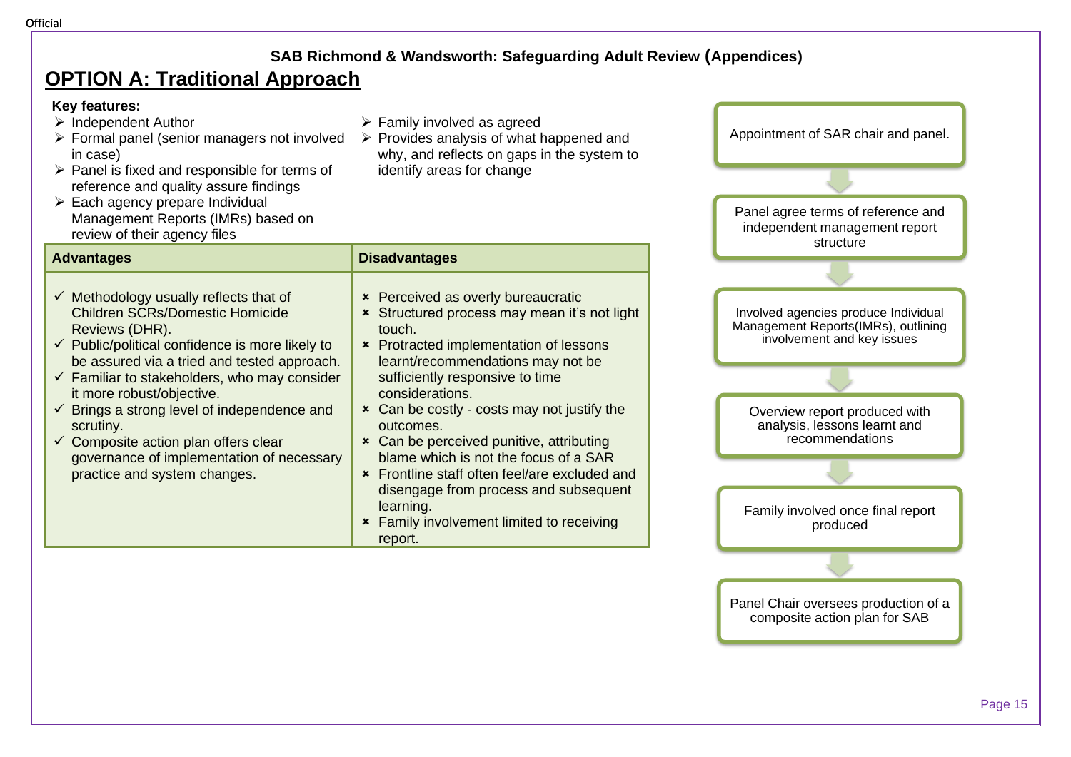## SAB Richmond & Wandsworth: Safeguarding Adult Review (Appendices)

# OPTION A: Traditional Approach

**Key features:**

- ➢ Independent Author
- ➢ Formal panel (senior managers not involved in case)
- ➢ Panel is fixed and responsible for terms of reference and quality assure findings
- ➢ Each agency prepare Individual Management Reports (IMRs) based on review of their agency files
- ➢ Family involved as agreed
- ➢ Provides analysis of what happened and why, and reflects on gaps in the system to identify areas for change

| Advantages | Disadvantages |
|---|---|
| ✓ Methodology usually reflects that of Children SCRs/Domestic Homicide Reviews (DHR).<br>✓ Public/political confidence is more likely to be assured via a tried and tested approach.<br>✓ Familiar to stakeholders, who may consider it more robust/objective.<br>✓ Brings a strong level of independence and scrutiny.<br>✓ Composite action plan offers clear governance of implementation of necessary practice and system changes. | × Perceived as overly bureaucratic<br>× Structured process may mean it's not light touch.<br>× Protracted implementation of lessons learnt/recommendations may not be sufficiently responsive to time considerations.<br>× Can be costly - costs may not justify the outcomes.<br>× Can be perceived punitive, attributing blame which is not the focus of a SAR<br>× Frontline staff often feel/are excluded and disengage from process and subsequent learning.<br>× Family involvement limited to receiving report. |

Appointment of SAR chair and panel.

↓

Panel agree terms of reference and independent management report structure

↓

Involved agencies produce Individual Management Reports(IMRs), outlining involvement and key issues

↓

Overview report produced with analysis, lessons learnt and recommendations

↓

Family involved once final report produced

↓

Panel Chair oversees production of a composite action plan for SAB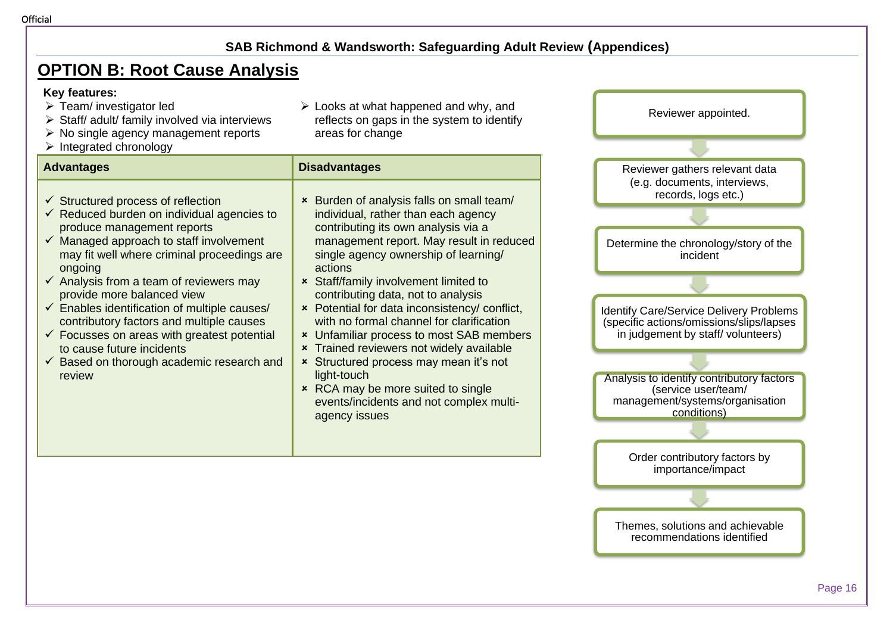## OPTION B: Root Cause Analysis

**Key features:**

- Team/ investigator led
- Staff/ adult/ family involved via interviews
- No single agency management reports
- Integrated chronology
- Looks at what happened and why, and reflects on gaps in the system to identify areas for change

| Advantages | Disadvantages |
|---|---|
| ✓ Structured process of reflection<br>✓ Reduced burden on individual agencies to produce management reports<br>✓ Managed approach to staff involvement may fit well where criminal proceedings are ongoing<br>✓ Analysis from a team of reviewers may provide more balanced view<br>✓ Enables identification of multiple causes/ contributory factors and multiple causes<br>✓ Focusses on areas with greatest potential to cause future incidents<br>✓ Based on thorough academic research and review | × Burden of analysis falls on small team/ individual, rather than each agency contributing its own analysis via a management report. May result in reduced single agency ownership of learning/ actions<br>× Staff/family involvement limited to contributing data, not to analysis<br>× Potential for data inconsistency/ conflict, with no formal channel for clarification<br>× Unfamiliar process to most SAB members<br>× Trained reviewers not widely available<br>× Structured process may mean it's not light-touch<br>× RCA may be more suited to single events/incidents and not complex multi-agency issues |

1. Reviewer appointed.
2. Reviewer gathers relevant data (e.g. documents, interviews, records, logs etc.)
3. Determine the chronology/story of the incident
4. Identify Care/Service Delivery Problems (specific actions/omissions/slips/lapses in judgement by staff/ volunteers)
5. Analysis to identify contributory factors (service user/team/ management/systems/organisation conditions)
6. Order contributory factors by importance/impact
7. Themes, solutions and achievable recommendations identified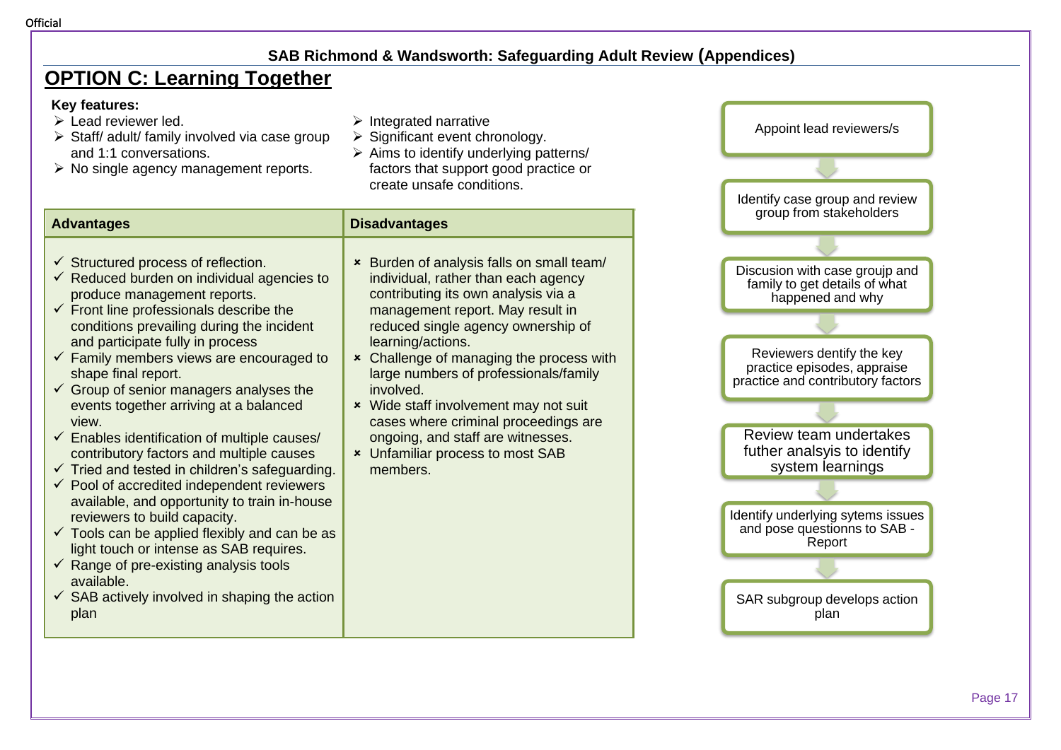## OPTION C: Learning Together

**Key features:**

- Lead reviewer led.
- Staff/ adult/ family involved via case group and 1:1 conversations.
- No single agency management reports.
- Integrated narrative
- Significant event chronology.
- Aims to identify underlying patterns/ factors that support good practice or create unsafe conditions.

| Advantages | Disadvantages |
|---|---|
| ✓ Structured process of reflection.<br>✓ Reduced burden on individual agencies to produce management reports.<br>✓ Front line professionals describe the conditions prevailing during the incident and participate fully in process<br>✓ Family members views are encouraged to shape final report.<br>✓ Group of senior managers analyses the events together arriving at a balanced view.<br>✓ Enables identification of multiple causes/ contributory factors and multiple causes<br>✓ Tried and tested in children's safeguarding.<br>✓ Pool of accredited independent reviewers available, and opportunity to train in-house reviewers to build capacity.<br>✓ Tools can be applied flexibly and can be as light touch or intense as SAB requires.<br>✓ Range of pre-existing analysis tools available.<br>✓ SAB actively involved in shaping the action plan | × Burden of analysis falls on small team/ individual, rather than each agency contributing its own analysis via a management report. May result in reduced single agency ownership of learning/actions.<br>× Challenge of managing the process with large numbers of professionals/family involved.<br>× Wide staff involvement may not suit cases where criminal proceedings are ongoing, and staff are witnesses.<br>× Unfamiliar process to most SAB members. |

1. Appoint lead reviewers/s
2. Identify case group and review group from stakeholders
3. Discusion with case groujp and family to get details of what happened and why
4. Reviewers dentify the key practice episodes, appraise practice and contributory factors
5. Review team undertakes futher analsyis to identify system learnings
6. Identify underlying sytems issues and pose questionns to SAB - Report
7. SAR subgroup develops action plan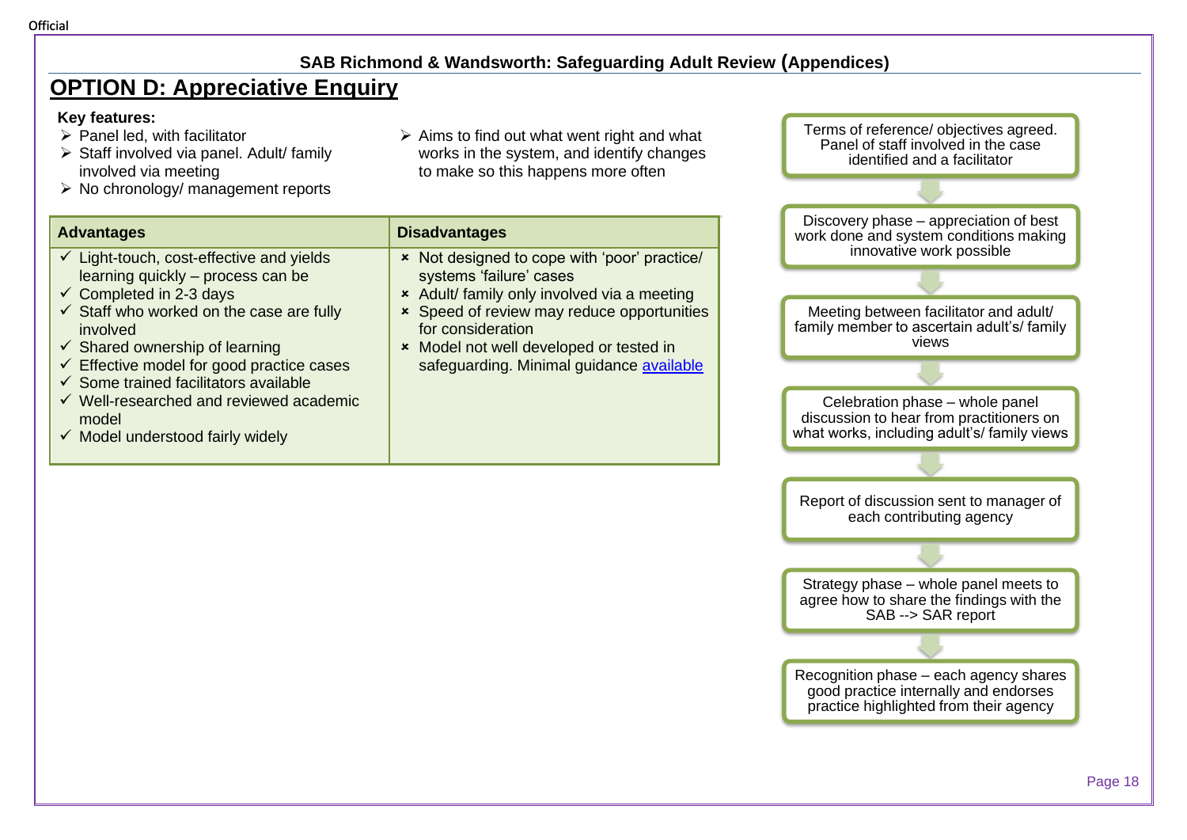## OPTION D: Appreciative Enquiry

**Key features:**

- Panel led, with facilitator
- Staff involved via panel. Adult/ family involved via meeting
- No chronology/ management reports
- Aims to find out what went right and what works in the system, and identify changes to make so this happens more often

| Advantages | Disadvantages |
|---|---|
| ✓ Light-touch, cost-effective and yields learning quickly – process can be<br>✓ Completed in 2-3 days<br>✓ Staff who worked on the case are fully involved<br>✓ Shared ownership of learning<br>✓ Effective model for good practice cases<br>✓ Some trained facilitators available<br>✓ Well-researched and reviewed academic model<br>✓ Model understood fairly widely | × Not designed to cope with 'poor' practice/ systems 'failure' cases<br>× Adult/ family only involved via a meeting<br>× Speed of review may reduce opportunities for consideration<br>× Model not well developed or tested in safeguarding. Minimal guidance [available] |

Terms of reference/ objectives agreed. Panel of staff involved in the case identified and a facilitator

↓

Discovery phase – appreciation of best work done and system conditions making innovative work possible

↓

Meeting between facilitator and adult/ family member to ascertain adult's/ family views

↓

Celebration phase – whole panel discussion to hear from practitioners on what works, including adult's/ family views

↓

Report of discussion sent to manager of each contributing agency

↓

Strategy phase – whole panel meets to agree how to share the findings with the SAB --> SAR report

↓

Recognition phase – each agency shares good practice internally and endorses practice highlighted from their agency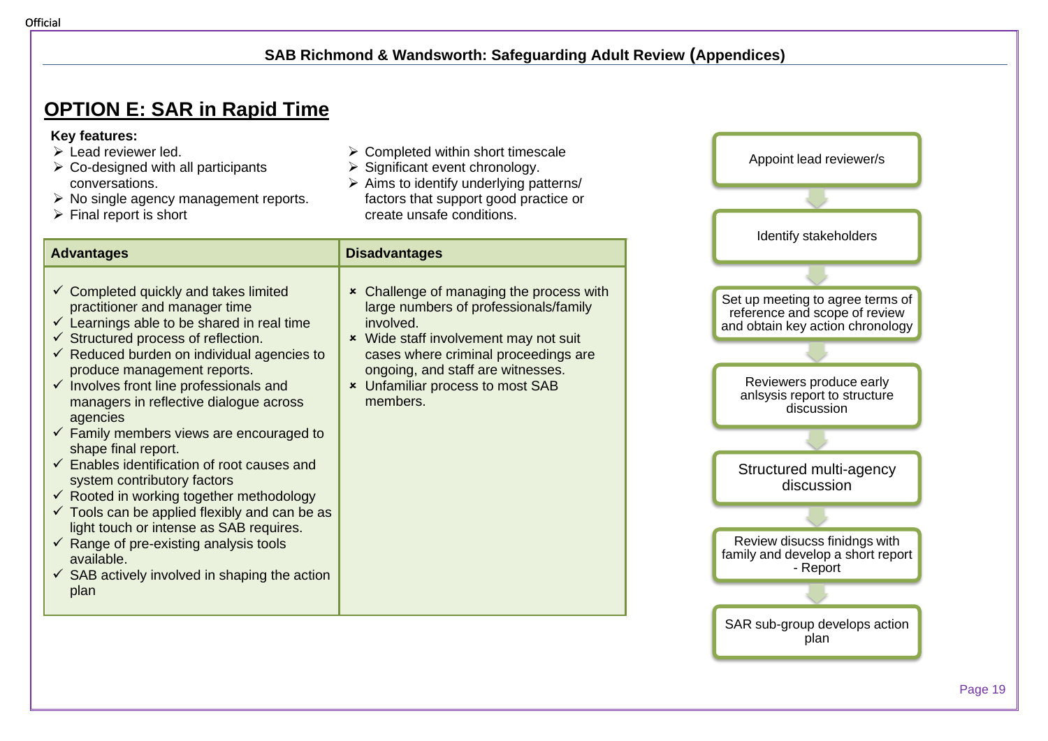## OPTION E: SAR in Rapid Time

**Key features:**

- Lead reviewer led.
- Co-designed with all participants conversations.
- No single agency management reports.
- Final report is short
- Completed within short timescale
- Significant event chronology.
- Aims to identify underlying patterns/ factors that support good practice or create unsafe conditions.

| Advantages | Disadvantages |
|---|---|
| ✓ Completed quickly and takes limited practitioner and manager time<br>✓ Learnings able to be shared in real time<br>✓ Structured process of reflection.<br>✓ Reduced burden on individual agencies to produce management reports.<br>✓ Involves front line professionals and managers in reflective dialogue across agencies<br>✓ Family members views are encouraged to shape final report.<br>✓ Enables identification of root causes and system contributory factors<br>✓ Rooted in working together methodology<br>✓ Tools can be applied flexibly and can be as light touch or intense as SAB requires.<br>✓ Range of pre-existing analysis tools available.<br>✓ SAB actively involved in shaping the action plan | × Challenge of managing the process with large numbers of professionals/family involved.<br>× Wide staff involvement may not suit cases where criminal proceedings are ongoing, and staff are witnesses.<br>× Unfamiliar process to most SAB members. |

Appoint lead reviewer/s

↓

Identify stakeholders

↓

Set up meeting to agree terms of reference and scope of review and obtain key action chronology

↓

Reviewers produce early anlsysis report to structure discussion

↓

Structured multi-agency discussion

↓

Review disucss finidngs with family and develop a short report - Report

↓

SAR sub-group develops action plan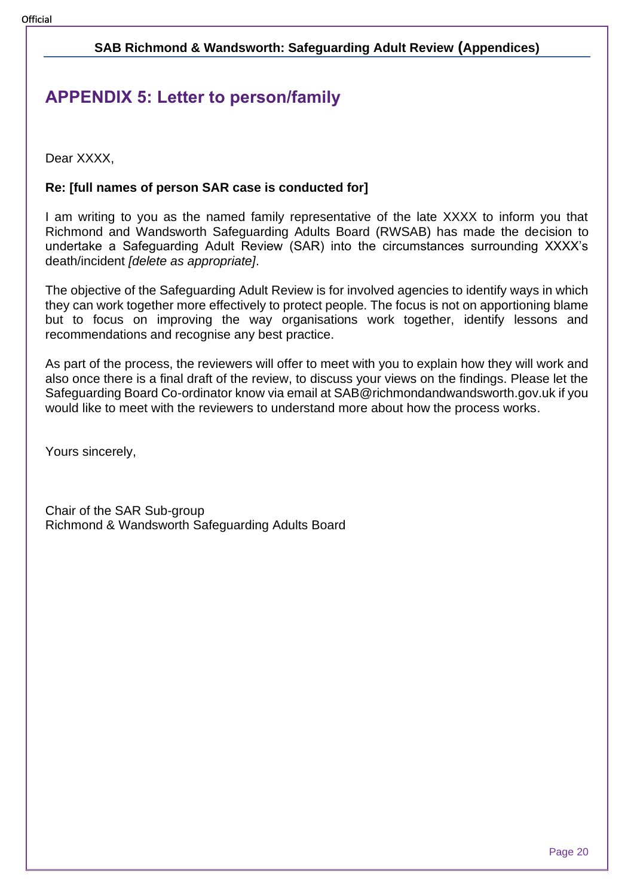## APPENDIX 5: Letter to person/family

Dear XXXX,

**Re: [full names of person SAR case is conducted for]**

I am writing to you as the named family representative of the late XXXX to inform you that Richmond and Wandsworth Safeguarding Adults Board (RWSAB) has made the decision to undertake a Safeguarding Adult Review (SAR) into the circumstances surrounding XXXX's death/incident *[delete as appropriate]*.

The objective of the Safeguarding Adult Review is for involved agencies to identify ways in which they can work together more effectively to protect people. The focus is not on apportioning blame but to focus on improving the way organisations work together, identify lessons and recommendations and recognise any best practice.

As part of the process, the reviewers will offer to meet with you to explain how they will work and also once there is a final draft of the review, to discuss your views on the findings. Please let the Safeguarding Board Co-ordinator know via email at SAB@richmondandwandsworth.gov.uk if you would like to meet with the reviewers to understand more about how the process works.

Yours sincerely,

Chair of the SAR Sub-group
Richmond & Wandsworth Safeguarding Adults Board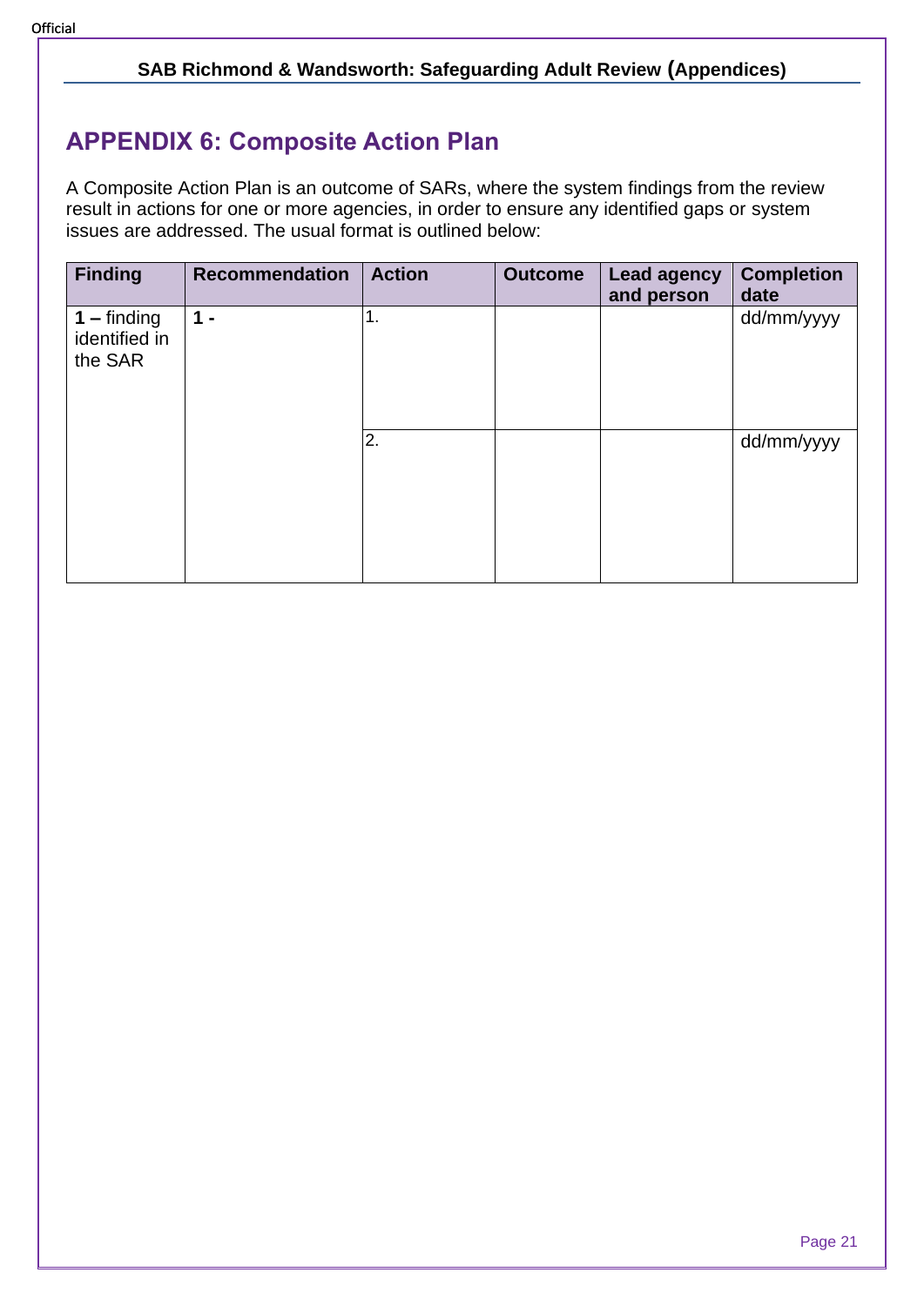## APPENDIX 6: Composite Action Plan

A Composite Action Plan is an outcome of SARs, where the system findings from the review result in actions for one or more agencies, in order to ensure any identified gaps or system issues are addressed. The usual format is outlined below:

| Finding | Recommendation | Action | Outcome | Lead agency and person | Completion date |
|---|---|---|---|---|---|
| **1 –** finding identified in the SAR | **1 -** | 1. | | | dd/mm/yyyy |
| | | 2. | | | dd/mm/yyyy |